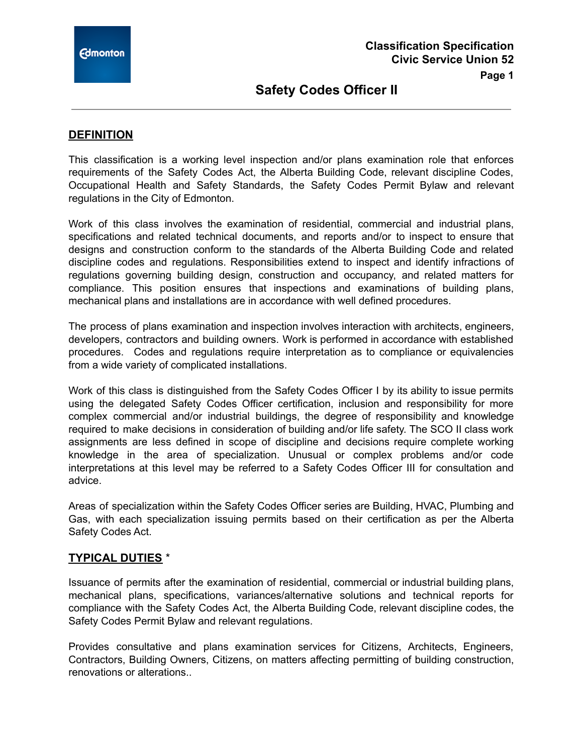Classification Specification
Civic Service Union 52

# Safety Codes Officer II

## DEFINITION

This classification is a working level inspection and/or plans examination role that enforces requirements of the Safety Codes Act, the Alberta Building Code, relevant discipline Codes, Occupational Health and Safety Standards, the Safety Codes Permit Bylaw and relevant regulations in the City of Edmonton.

Work of this class involves the examination of residential, commercial and industrial plans, specifications and related technical documents, and reports and/or to inspect to ensure that designs and construction conform to the standards of the Alberta Building Code and related discipline codes and regulations. Responsibilities extend to inspect and identify infractions of regulations governing building design, construction and occupancy, and related matters for compliance. This position ensures that inspections and examinations of building plans, mechanical plans and installations are in accordance with well defined procedures.

The process of plans examination and inspection involves interaction with architects, engineers, developers, contractors and building owners. Work is performed in accordance with established procedures. Codes and regulations require interpretation as to compliance or equivalencies from a wide variety of complicated installations.

Work of this class is distinguished from the Safety Codes Officer I by its ability to issue permits using the delegated Safety Codes Officer certification, inclusion and responsibility for more complex commercial and/or industrial buildings, the degree of responsibility and knowledge required to make decisions in consideration of building and/or life safety. The SCO II class work assignments are less defined in scope of discipline and decisions require complete working knowledge in the area of specialization. Unusual or complex problems and/or code interpretations at this level may be referred to a Safety Codes Officer III for consultation and advice.

Areas of specialization within the Safety Codes Officer series are Building, HVAC, Plumbing and Gas, with each specialization issuing permits based on their certification as per the Alberta Safety Codes Act.

## TYPICAL DUTIES *

Issuance of permits after the examination of residential, commercial or industrial building plans, mechanical plans, specifications, variances/alternative solutions and technical reports for compliance with the Safety Codes Act, the Alberta Building Code, relevant discipline codes, the Safety Codes Permit Bylaw and relevant regulations.

Provides consultative and plans examination services for Citizens, Architects, Engineers, Contractors, Building Owners, Citizens, on matters affecting permitting of building construction, renovations or alterations..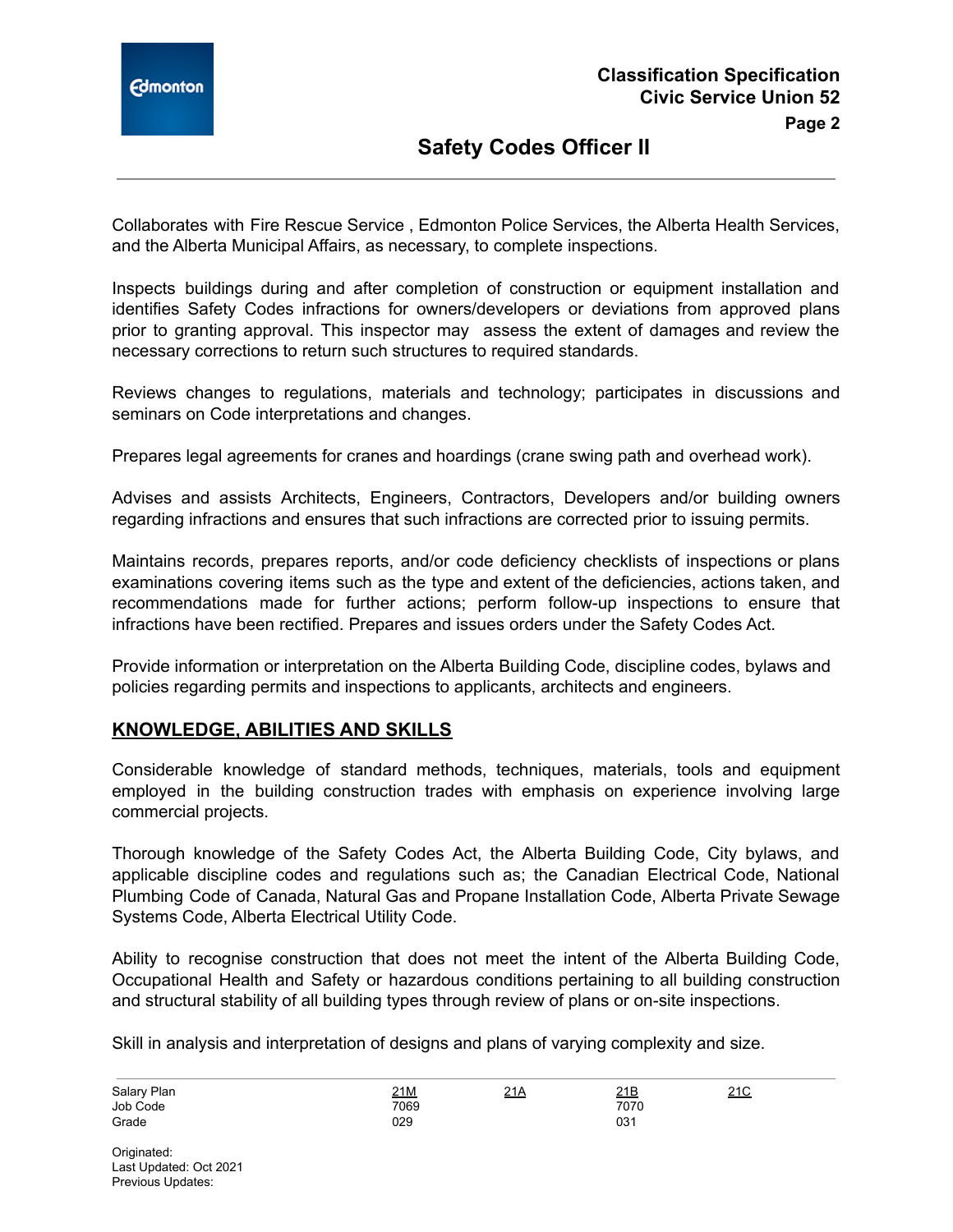Collaborates with Fire Rescue Service , Edmonton Police Services, the Alberta Health Services, and the Alberta Municipal Affairs, as necessary, to complete inspections.

Inspects buildings during and after completion of construction or equipment installation and identifies Safety Codes infractions for owners/developers or deviations from approved plans prior to granting approval. This inspector may assess the extent of damages and review the necessary corrections to return such structures to required standards.

Reviews changes to regulations, materials and technology; participates in discussions and seminars on Code interpretations and changes.

Prepares legal agreements for cranes and hoardings (crane swing path and overhead work).

Advises and assists Architects, Engineers, Contractors, Developers and/or building owners regarding infractions and ensures that such infractions are corrected prior to issuing permits.

Maintains records, prepares reports, and/or code deficiency checklists of inspections or plans examinations covering items such as the type and extent of the deficiencies, actions taken, and recommendations made for further actions; perform follow-up inspections to ensure that infractions have been rectified. Prepares and issues orders under the Safety Codes Act.

Provide information or interpretation on the Alberta Building Code, discipline codes, bylaws and policies regarding permits and inspections to applicants, architects and engineers.

## KNOWLEDGE, ABILITIES AND SKILLS

Considerable knowledge of standard methods, techniques, materials, tools and equipment employed in the building construction trades with emphasis on experience involving large commercial projects.

Thorough knowledge of the Safety Codes Act, the Alberta Building Code, City bylaws, and applicable discipline codes and regulations such as; the Canadian Electrical Code, National Plumbing Code of Canada, Natural Gas and Propane Installation Code, Alberta Private Sewage Systems Code, Alberta Electrical Utility Code.

Ability to recognise construction that does not meet the intent of the Alberta Building Code, Occupational Health and Safety or hazardous conditions pertaining to all building construction and structural stability of all building types through review of plans or on-site inspections.

Skill in analysis and interpretation of designs and plans of varying complexity and size.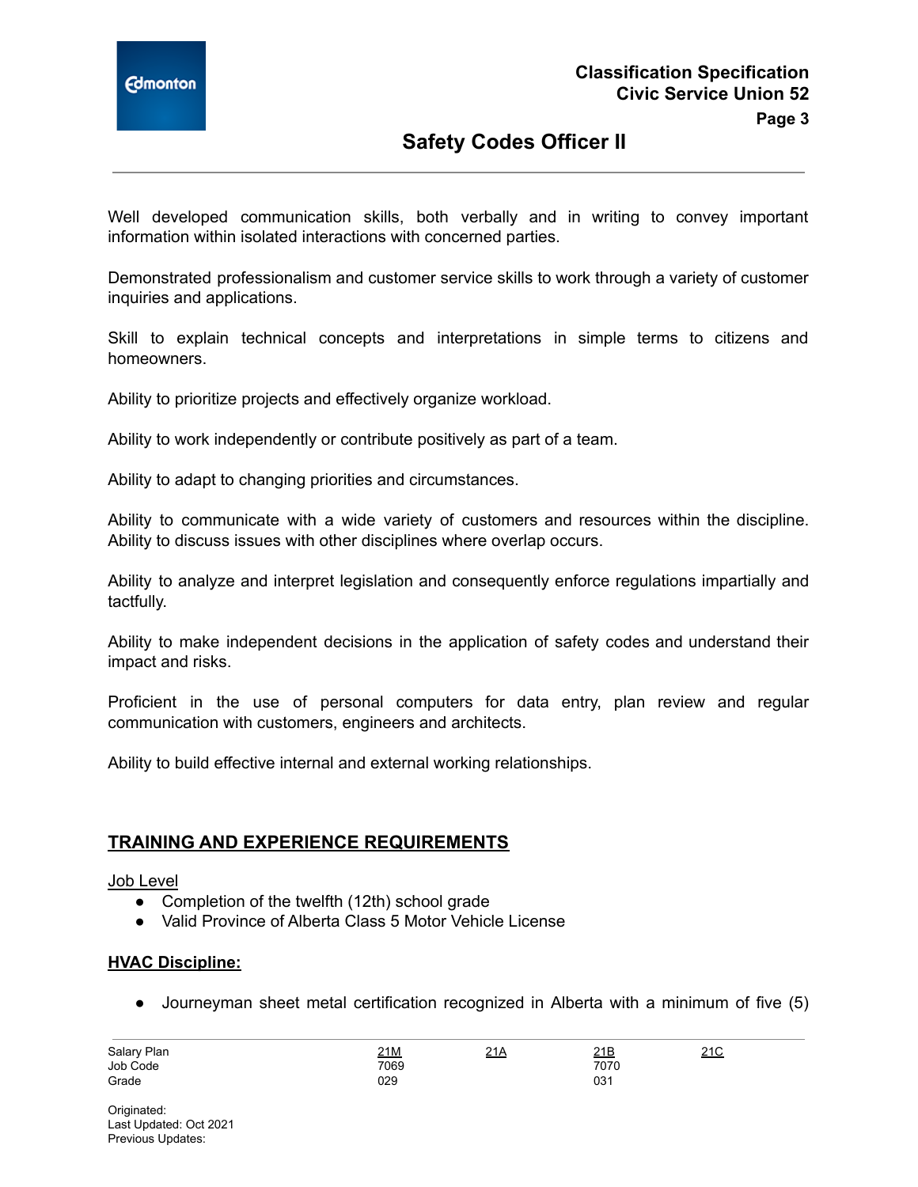Well developed communication skills, both verbally and in writing to convey important information within isolated interactions with concerned parties.

Demonstrated professionalism and customer service skills to work through a variety of customer inquiries and applications.

Skill to explain technical concepts and interpretations in simple terms to citizens and homeowners.

Ability to prioritize projects and effectively organize workload.

Ability to work independently or contribute positively as part of a team.

Ability to adapt to changing priorities and circumstances.

Ability to communicate with a wide variety of customers and resources within the discipline. Ability to discuss issues with other disciplines where overlap occurs.

Ability to analyze and interpret legislation and consequently enforce regulations impartially and tactfully.

Ability to make independent decisions in the application of safety codes and understand their impact and risks.

Proficient in the use of personal computers for data entry, plan review and regular communication with customers, engineers and architects.

Ability to build effective internal and external working relationships.

## TRAINING AND EXPERIENCE REQUIREMENTS

Job Level

- Completion of the twelfth (12th) school grade
- Valid Province of Alberta Class 5 Motor Vehicle License

**HVAC Discipline:**

- Journeyman sheet metal certification recognized in Alberta with a minimum of five (5)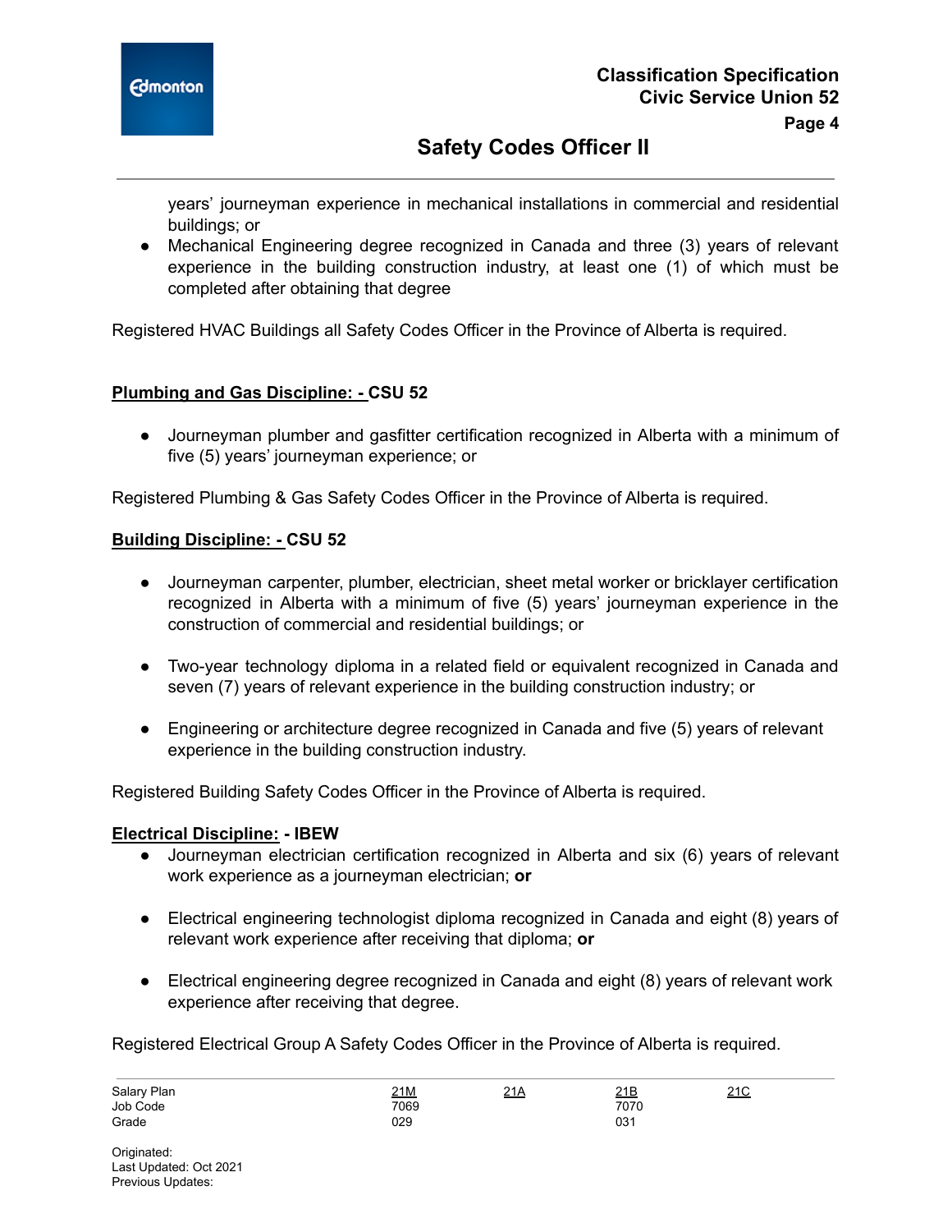years' journeyman experience in mechanical installations in commercial and residential buildings; or

- Mechanical Engineering degree recognized in Canada and three (3) years of relevant experience in the building construction industry, at least one (1) of which must be completed after obtaining that degree

Registered HVAC Buildings all Safety Codes Officer in the Province of Alberta is required.

### Plumbing and Gas Discipline: - CSU 52

- Journeyman plumber and gasfitter certification recognized in Alberta with a minimum of five (5) years' journeyman experience; or

Registered Plumbing & Gas Safety Codes Officer in the Province of Alberta is required.

### Building Discipline: - CSU 52

- Journeyman carpenter, plumber, electrician, sheet metal worker or bricklayer certification recognized in Alberta with a minimum of five (5) years' journeyman experience in the construction of commercial and residential buildings; or

- Two-year technology diploma in a related field or equivalent recognized in Canada and seven (7) years of relevant experience in the building construction industry; or

- Engineering or architecture degree recognized in Canada and five (5) years of relevant experience in the building construction industry.

Registered Building Safety Codes Officer in the Province of Alberta is required.

### Electrical Discipline: - IBEW

- Journeyman electrician certification recognized in Alberta and six (6) years of relevant work experience as a journeyman electrician; **or**

- Electrical engineering technologist diploma recognized in Canada and eight (8) years of relevant work experience after receiving that diploma; **or**

- Electrical engineering degree recognized in Canada and eight (8) years of relevant work experience after receiving that degree.

Registered Electrical Group A Safety Codes Officer in the Province of Alberta is required.

| Salary Plan | 21M | 21A | 21B | 21C |
|---|---|---|---|---|
| Job Code | 7069 | | 7070 | |
| Grade | 029 | | 031 | |

Originated:
Last Updated: Oct 2021
Previous Updates: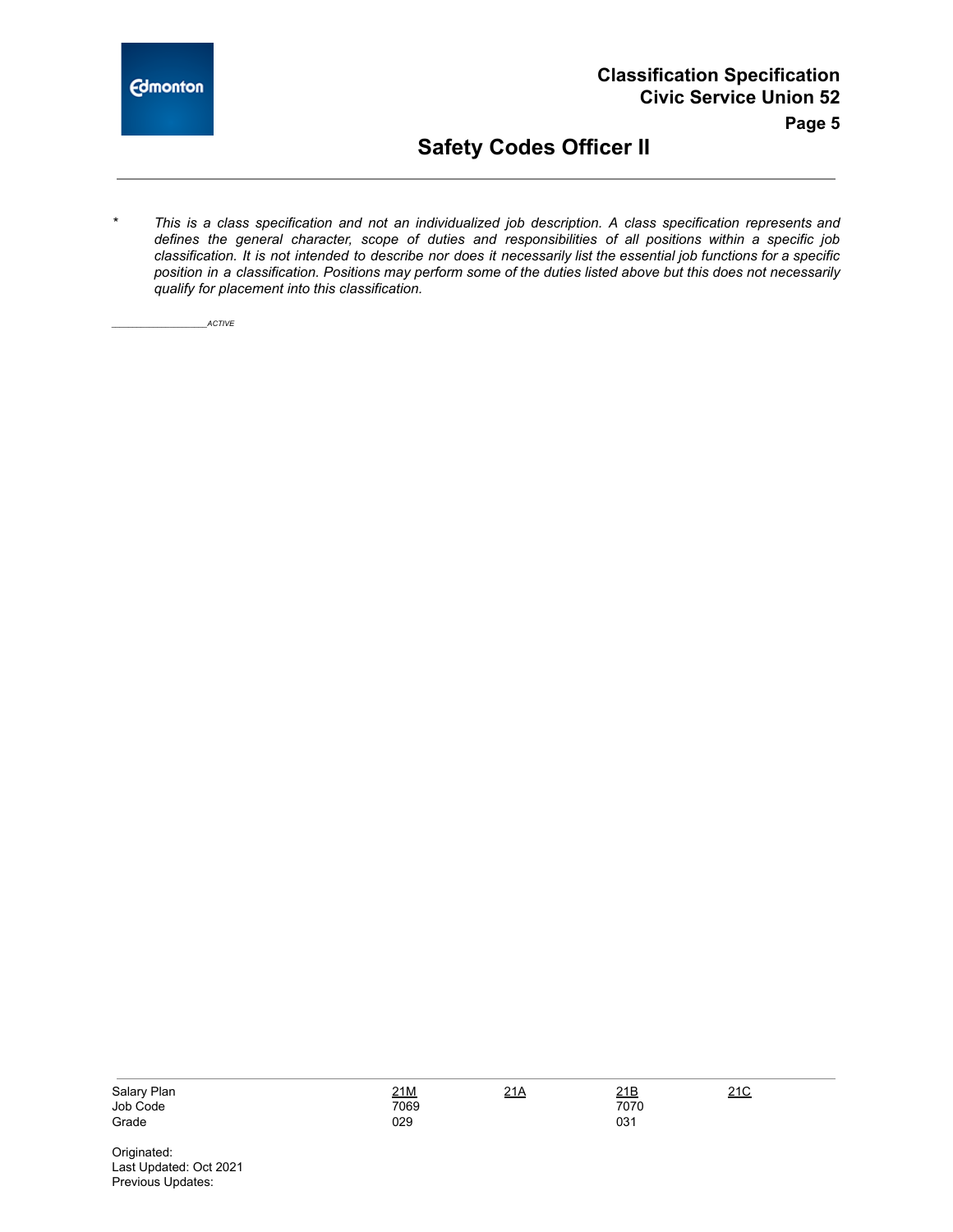\* *This is a class specification and not an individualized job description. A class specification represents and defines the general character, scope of duties and responsibilities of all positions within a specific job classification. It is not intended to describe nor does it necessarily list the essential job functions for a specific position in a classification. Positions may perform some of the duties listed above but this does not necessarily qualify for placement into this classification.*

*ACTIVE*

| | | | | |
|---|---|---|---|---|
| Salary Plan | 21M | 21A | 21B | 21C |
| Job Code | 7069 | | 7070 | |
| Grade | 029 | | 031 | |

Originated:
Last Updated: Oct 2021
Previous Updates: